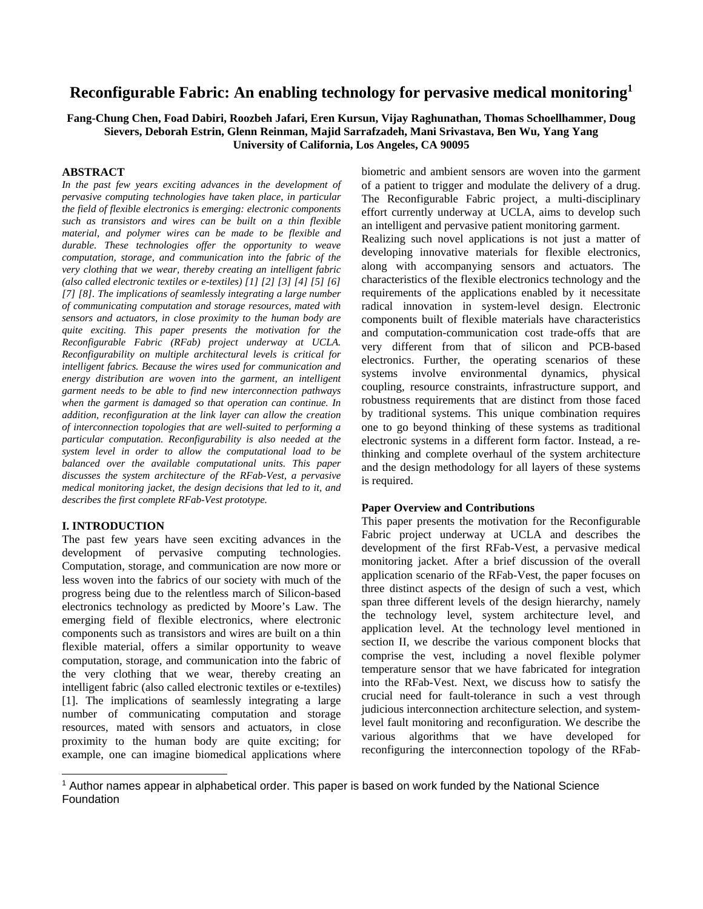# Reconfigurable Fabric: An enabling technology for pervasive medical monitoring[1]

**Fang-Chung Chen, Foad Dabiri, Roozbeh Jafari, Eren Kursun, Vijay Raghunathan, Thomas Schoellhammer, Doug Sievers, Deborah Estrin, Glenn Reinman, Majid Sarrafzadeh, Mani Srivastava, Ben Wu, Yang Yang**
**University of California, Los Angeles, CA 90095**

## ABSTRACT

*In the past few years exciting advances in the development of pervasive computing technologies have taken place, in particular the field of flexible electronics is emerging: electronic components such as transistors and wires can be built on a thin flexible material, and polymer wires can be made to be flexible and durable. These technologies offer the opportunity to weave computation, storage, and communication into the fabric of the very clothing that we wear, thereby creating an intelligent fabric (also called electronic textiles or e-textiles) [1] [2] [3] [4] [5] [6] [7] [8]. The implications of seamlessly integrating a large number of communicating computation and storage resources, mated with sensors and actuators, in close proximity to the human body are quite exciting. This paper presents the motivation for the Reconfigurable Fabric (RFab) project underway at UCLA. Reconfigurability on multiple architectural levels is critical for intelligent fabrics. Because the wires used for communication and energy distribution are woven into the garment, an intelligent garment needs to be able to find new interconnection pathways when the garment is damaged so that operation can continue. In addition, reconfiguration at the link layer can allow the creation of interconnection topologies that are well-suited to performing a particular computation. Reconfigurability is also needed at the system level in order to allow the computational load to be balanced over the available computational units. This paper discusses the system architecture of the RFab-Vest, a pervasive medical monitoring jacket, the design decisions that led to it, and describes the first complete RFab-Vest prototype.*

## I. INTRODUCTION

The past few years have seen exciting advances in the development of pervasive computing technologies. Computation, storage, and communication are now more or less woven into the fabrics of our society with much of the progress being due to the relentless march of Silicon-based electronics technology as predicted by Moore's Law. The emerging field of flexible electronics, where electronic components such as transistors and wires are built on a thin flexible material, offers a similar opportunity to weave computation, storage, and communication into the fabric of the very clothing that we wear, thereby creating an intelligent fabric (also called electronic textiles or e-textiles) [1]. The implications of seamlessly integrating a large number of communicating computation and storage resources, mated with sensors and actuators, in close proximity to the human body are quite exciting; for example, one can imagine biomedical applications where biometric and ambient sensors are woven into the garment of a patient to trigger and modulate the delivery of a drug. The Reconfigurable Fabric project, a multi-disciplinary effort currently underway at UCLA, aims to develop such an intelligent and pervasive patient monitoring garment.

Realizing such novel applications is not just a matter of developing innovative materials for flexible electronics, along with accompanying sensors and actuators. The characteristics of the flexible electronics technology and the requirements of the applications enabled by it necessitate radical innovation in system-level design. Electronic components built of flexible materials have characteristics and computation-communication cost trade-offs that are very different from that of silicon and PCB-based electronics. Further, the operating scenarios of these systems involve environmental dynamics, physical coupling, resource constraints, infrastructure support, and robustness requirements that are distinct from those faced by traditional systems. This unique combination requires one to go beyond thinking of these systems as traditional electronic systems in a different form factor. Instead, a re-thinking and complete overhaul of the system architecture and the design methodology for all layers of these systems is required.

### Paper Overview and Contributions

This paper presents the motivation for the Reconfigurable Fabric project underway at UCLA and describes the development of the first RFab-Vest, a pervasive medical monitoring jacket. After a brief discussion of the overall application scenario of the RFab-Vest, the paper focuses on three distinct aspects of the design of such a vest, which span three different levels of the design hierarchy, namely the technology level, system architecture level, and application level. At the technology level mentioned in section II, we describe the various component blocks that comprise the vest, including a novel flexible polymer temperature sensor that we have fabricated for integration into the RFab-Vest. Next, we discuss how to satisfy the crucial need for fault-tolerance in such a vest through judicious interconnection architecture selection, and system-level fault monitoring and reconfiguration. We describe the various algorithms that we have developed for reconfiguring the interconnection topology of the RFab-

[1] Author names appear in alphabetical order. This paper is based on work funded by the National Science Foundation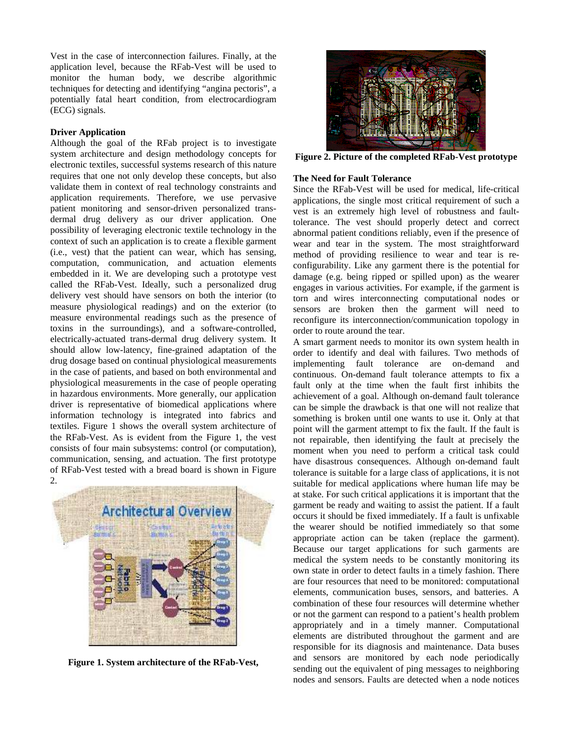Vest in the case of interconnection failures. Finally, at the application level, because the RFab-Vest will be used to monitor the human body, we describe algorithmic techniques for detecting and identifying "angina pectoris", a potentially fatal heart condition, from electrocardiogram (ECG) signals.

**Driver Application**

Although the goal of the RFab project is to investigate system architecture and design methodology concepts for electronic textiles, successful systems research of this nature requires that one not only develop these concepts, but also validate them in context of real technology constraints and application requirements. Therefore, we use pervasive patient monitoring and sensor-driven personalized trans-dermal drug delivery as our driver application. One possibility of leveraging electronic textile technology in the context of such an application is to create a flexible garment (i.e., vest) that the patient can wear, which has sensing, computation, communication, and actuation elements embedded in it. We are developing such a prototype vest called the RFab-Vest. Ideally, such a personalized drug delivery vest should have sensors on both the interior (to measure physiological readings) and on the exterior (to measure environmental readings such as the presence of toxins in the surroundings), and a software-controlled, electrically-actuated trans-dermal drug delivery system. It should allow low-latency, fine-grained adaptation of the drug dosage based on continual physiological measurements in the case of patients, and based on both environmental and physiological measurements in the case of people operating in hazardous environments. More generally, our application driver is representative of biomedical applications where information technology is integrated into fabrics and textiles. Figure 1 shows the overall system architecture of the RFab-Vest. As is evident from the Figure 1, the vest consists of four main subsystems: control (or computation), communication, sensing, and actuation. The first prototype of RFab-Vest tested with a bread board is shown in Figure 2.

**Figure 1. System architecture of the RFab-Vest,**

**Figure 2. Picture of the completed RFab-Vest prototype**

**The Need for Fault Tolerance**

Since the RFab-Vest will be used for medical, life-critical applications, the single most critical requirement of such a vest is an extremely high level of robustness and fault-tolerance. The vest should properly detect and correct abnormal patient conditions reliably, even if the presence of wear and tear in the system. The most straightforward method of providing resilience to wear and tear is re-configurability. Like any garment there is the potential for damage (e.g. being ripped or spilled upon) as the wearer engages in various activities. For example, if the garment is torn and wires interconnecting computational nodes or sensors are broken then the garment will need to reconfigure its interconnection/communication topology in order to route around the tear.

A smart garment needs to monitor its own system health in order to identify and deal with failures. Two methods of implementing fault tolerance are on-demand and continuous. On-demand fault tolerance attempts to fix a fault only at the time when the fault first inhibits the achievement of a goal. Although on-demand fault tolerance can be simple the drawback is that one will not realize that something is broken until one wants to use it. Only at that point will the garment attempt to fix the fault. If the fault is not repairable, then identifying the fault at precisely the moment when you need to perform a critical task could have disastrous consequences. Although on-demand fault tolerance is suitable for a large class of applications, it is not suitable for medical applications where human life may be at stake. For such critical applications it is important that the garment be ready and waiting to assist the patient. If a fault occurs it should be fixed immediately. If a fault is unfixable the wearer should be notified immediately so that some appropriate action can be taken (replace the garment). Because our target applications for such garments are medical the system needs to be constantly monitoring its own state in order to detect faults in a timely fashion. There are four resources that need to be monitored: computational elements, communication buses, sensors, and batteries. A combination of these four resources will determine whether or not the garment can respond to a patient's health problem appropriately and in a timely manner. Computational elements are distributed throughout the garment and are responsible for its diagnosis and maintenance. Data buses and sensors are monitored by each node periodically sending out the equivalent of ping messages to neighboring nodes and sensors. Faults are detected when a node notices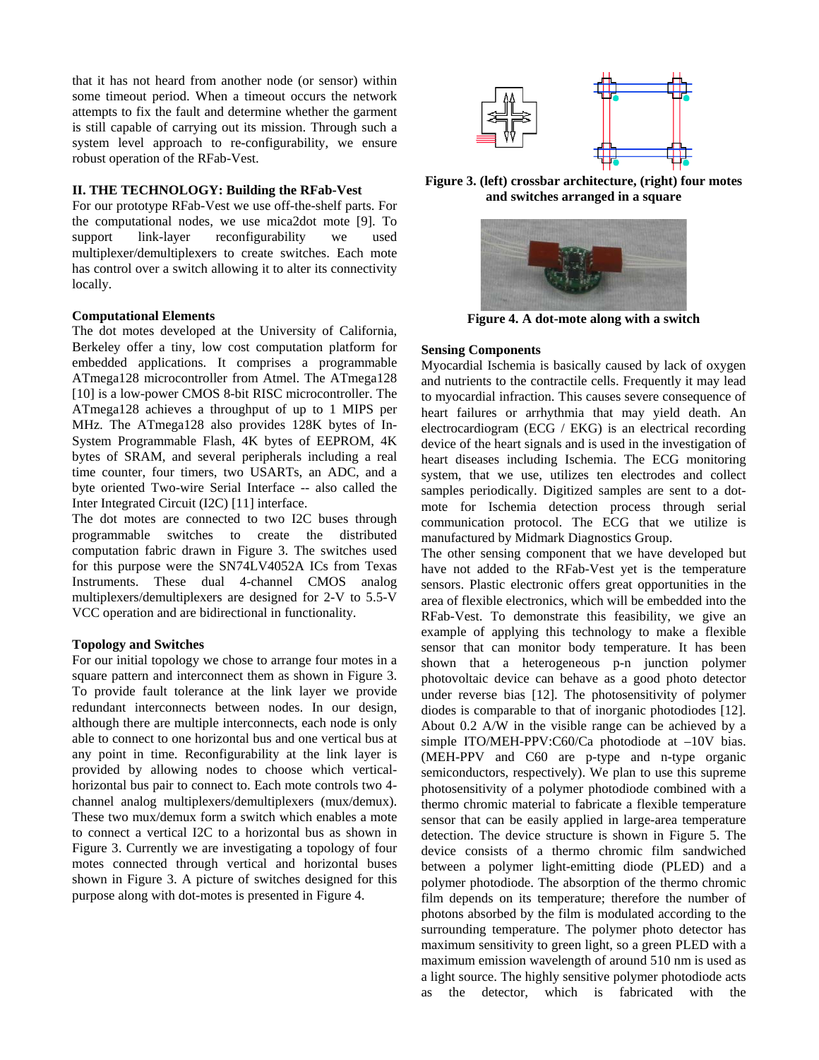that it has not heard from another node (or sensor) within some timeout period. When a timeout occurs the network attempts to fix the fault and determine whether the garment is still capable of carrying out its mission. Through such a system level approach to re-configurability, we ensure robust operation of the RFab-Vest.

## II. THE TECHNOLOGY: Building the RFab-Vest

For our prototype RFab-Vest we use off-the-shelf parts. For the computational nodes, we use mica2dot mote [9]. To support link-layer reconfigurability we used multiplexer/demultiplexers to create switches. Each mote has control over a switch allowing it to alter its connectivity locally.

### Computational Elements

The dot motes developed at the University of California, Berkeley offer a tiny, low cost computation platform for embedded applications. It comprises a programmable ATmega128 microcontroller from Atmel. The ATmega128 [10] is a low-power CMOS 8-bit RISC microcontroller. The ATmega128 achieves a throughput of up to 1 MIPS per MHz. The ATmega128 also provides 128K bytes of In-System Programmable Flash, 4K bytes of EEPROM, 4K bytes of SRAM, and several peripherals including a real time counter, four timers, two USARTs, an ADC, and a byte oriented Two-wire Serial Interface -- also called the Inter Integrated Circuit (I2C) [11] interface.

The dot motes are connected to two I2C buses through programmable switches to create the distributed computation fabric drawn in Figure 3. The switches used for this purpose were the SN74LV4052A ICs from Texas Instruments. These dual 4-channel CMOS analog multiplexers/demultiplexers are designed for 2-V to 5.5-V VCC operation and are bidirectional in functionality.

### Topology and Switches

For our initial topology we chose to arrange four motes in a square pattern and interconnect them as shown in Figure 3. To provide fault tolerance at the link layer we provide redundant interconnects between nodes. In our design, although there are multiple interconnects, each node is only able to connect to one horizontal bus and one vertical bus at any point in time. Reconfigurability at the link layer is provided by allowing nodes to choose which vertical-horizontal bus pair to connect to. Each mote controls two 4-channel analog multiplexers/demultiplexers (mux/demux). These two mux/demux form a switch which enables a mote to connect a vertical I2C to a horizontal bus as shown in Figure 3. Currently we are investigating a topology of four motes connected through vertical and horizontal buses shown in Figure 3. A picture of switches designed for this purpose along with dot-motes is presented in Figure 4.

**Figure 3. (left) crossbar architecture, (right) four motes and switches arranged in a square**

**Figure 4. A dot-mote along with a switch**

### Sensing Components

Myocardial Ischemia is basically caused by lack of oxygen and nutrients to the contractile cells. Frequently it may lead to myocardial infraction. This causes severe consequence of heart failures or arrhythmia that may yield death. An electrocardiogram (ECG / EKG) is an electrical recording device of the heart signals and is used in the investigation of heart diseases including Ischemia. The ECG monitoring system, that we use, utilizes ten electrodes and collect samples periodically. Digitized samples are sent to a dot-mote for Ischemia detection process through serial communication protocol. The ECG that we utilize is manufactured by Midmark Diagnostics Group.

The other sensing component that we have developed but have not added to the RFab-Vest yet is the temperature sensors. Plastic electronic offers great opportunities in the area of flexible electronics, which will be embedded into the RFab-Vest. To demonstrate this feasibility, we give an example of applying this technology to make a flexible sensor that can monitor body temperature. It has been shown that a heterogeneous p-n junction polymer photovoltaic device can behave as a good photo detector under reverse bias [12]. The photosensitivity of polymer diodes is comparable to that of inorganic photodiodes [12]. About 0.2 A/W in the visible range can be achieved by a simple ITO/MEH-PPV:C60/Ca photodiode at –10V bias. (MEH-PPV and C60 are p-type and n-type organic semiconductors, respectively). We plan to use this supreme photosensitivity of a polymer photodiode combined with a thermo chromic material to fabricate a flexible temperature sensor that can be easily applied in large-area temperature detection. The device structure is shown in Figure 5. The device consists of a thermo chromic film sandwiched between a polymer light-emitting diode (PLED) and a polymer photodiode. The absorption of the thermo chromic film depends on its temperature; therefore the number of photons absorbed by the film is modulated according to the surrounding temperature. The polymer photo detector has maximum sensitivity to green light, so a green PLED with a maximum emission wavelength of around 510 nm is used as a light source. The highly sensitive polymer photodiode acts as the detector, which is fabricated with the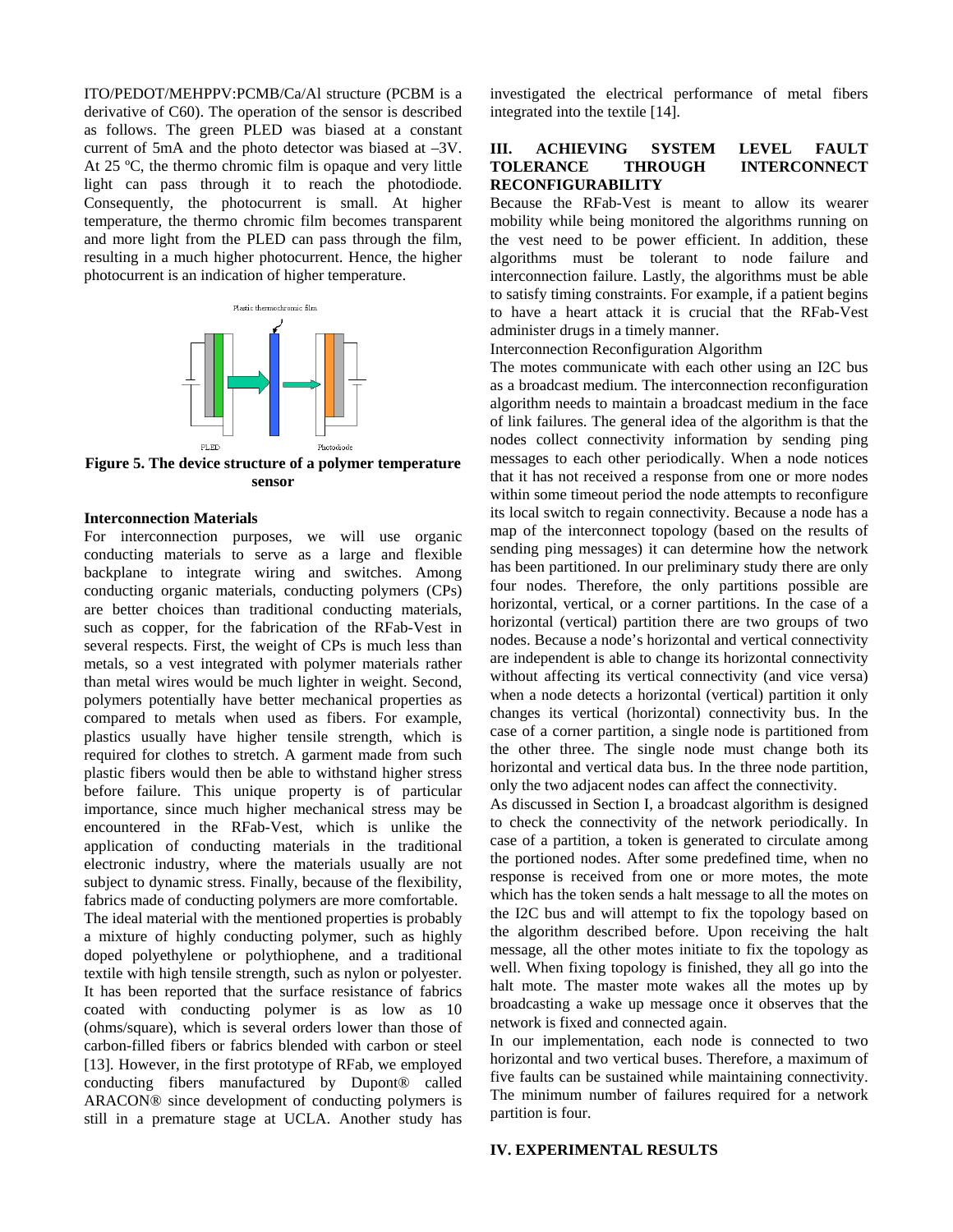ITO/PEDOT/MEHPPV:PCMB/Ca/Al structure (PCBM is a derivative of C60). The operation of the sensor is described as follows. The green PLED was biased at a constant current of 5mA and the photo detector was biased at –3V. At 25 ºC, the thermo chromic film is opaque and very little light can pass through it to reach the photodiode. Consequently, the photocurrent is small. At higher temperature, the thermo chromic film becomes transparent and more light from the PLED can pass through the film, resulting in a much higher photocurrent. Hence, the higher photocurrent is an indication of higher temperature.

**Figure 5. The device structure of a polymer temperature sensor**

**Interconnection Materials**

For interconnection purposes, we will use organic conducting materials to serve as a large and flexible backplane to integrate wiring and switches. Among conducting organic materials, conducting polymers (CPs) are better choices than traditional conducting materials, such as copper, for the fabrication of the RFab-Vest in several respects. First, the weight of CPs is much less than metals, so a vest integrated with polymer materials rather than metal wires would be much lighter in weight. Second, polymers potentially have better mechanical properties as compared to metals when used as fibers. For example, plastics usually have higher tensile strength, which is required for clothes to stretch. A garment made from such plastic fibers would then be able to withstand higher stress before failure. This unique property is of particular importance, since much higher mechanical stress may be encountered in the RFab-Vest, which is unlike the application of conducting materials in the traditional electronic industry, where the materials usually are not subject to dynamic stress. Finally, because of the flexibility, fabrics made of conducting polymers are more comfortable.

The ideal material with the mentioned properties is probably a mixture of highly conducting polymer, such as highly doped polyethylene or polythiophene, and a traditional textile with high tensile strength, such as nylon or polyester. It has been reported that the surface resistance of fabrics coated with conducting polymer is as low as 10 (ohms/square), which is several orders lower than those of carbon-filled fibers or fabrics blended with carbon or steel [13]. However, in the first prototype of RFab, we employed conducting fibers manufactured by Dupont® called ARACON® since development of conducting polymers is still in a premature stage at UCLA. Another study has investigated the electrical performance of metal fibers integrated into the textile [14].

## III. ACHIEVING SYSTEM LEVEL FAULT TOLERANCE THROUGH INTERCONNECT RECONFIGURABILITY

Because the RFab-Vest is meant to allow its wearer mobility while being monitored the algorithms running on the vest need to be power efficient. In addition, these algorithms must be tolerant to node failure and interconnection failure. Lastly, the algorithms must be able to satisfy timing constraints. For example, if a patient begins to have a heart attack it is crucial that the RFab-Vest administer drugs in a timely manner.

Interconnection Reconfiguration Algorithm

The motes communicate with each other using an I2C bus as a broadcast medium. The interconnection reconfiguration algorithm needs to maintain a broadcast medium in the face of link failures. The general idea of the algorithm is that the nodes collect connectivity information by sending ping messages to each other periodically. When a node notices that it has not received a response from one or more nodes within some timeout period the node attempts to reconfigure its local switch to regain connectivity. Because a node has a map of the interconnect topology (based on the results of sending ping messages) it can determine how the network has been partitioned. In our preliminary study there are only four nodes. Therefore, the only partitions possible are horizontal, vertical, or a corner partitions. In the case of a horizontal (vertical) partition there are two groups of two nodes. Because a node's horizontal and vertical connectivity are independent is able to change its horizontal connectivity without affecting its vertical connectivity (and vice versa) when a node detects a horizontal (vertical) partition it only changes its vertical (horizontal) connectivity bus. In the case of a corner partition, a single node is partitioned from the other three. The single node must change both its horizontal and vertical data bus. In the three node partition, only the two adjacent nodes can affect the connectivity.

As discussed in Section I, a broadcast algorithm is designed to check the connectivity of the network periodically. In case of a partition, a token is generated to circulate among the portioned nodes. After some predefined time, when no response is received from one or more motes, the mote which has the token sends a halt message to all the motes on the I2C bus and will attempt to fix the topology based on the algorithm described before. Upon receiving the halt message, all the other motes initiate to fix the topology as well. When fixing topology is finished, they all go into the halt mote. The master mote wakes all the motes up by broadcasting a wake up message once it observes that the network is fixed and connected again.

In our implementation, each node is connected to two horizontal and two vertical buses. Therefore, a maximum of five faults can be sustained while maintaining connectivity. The minimum number of failures required for a network partition is four.

## IV. EXPERIMENTAL RESULTS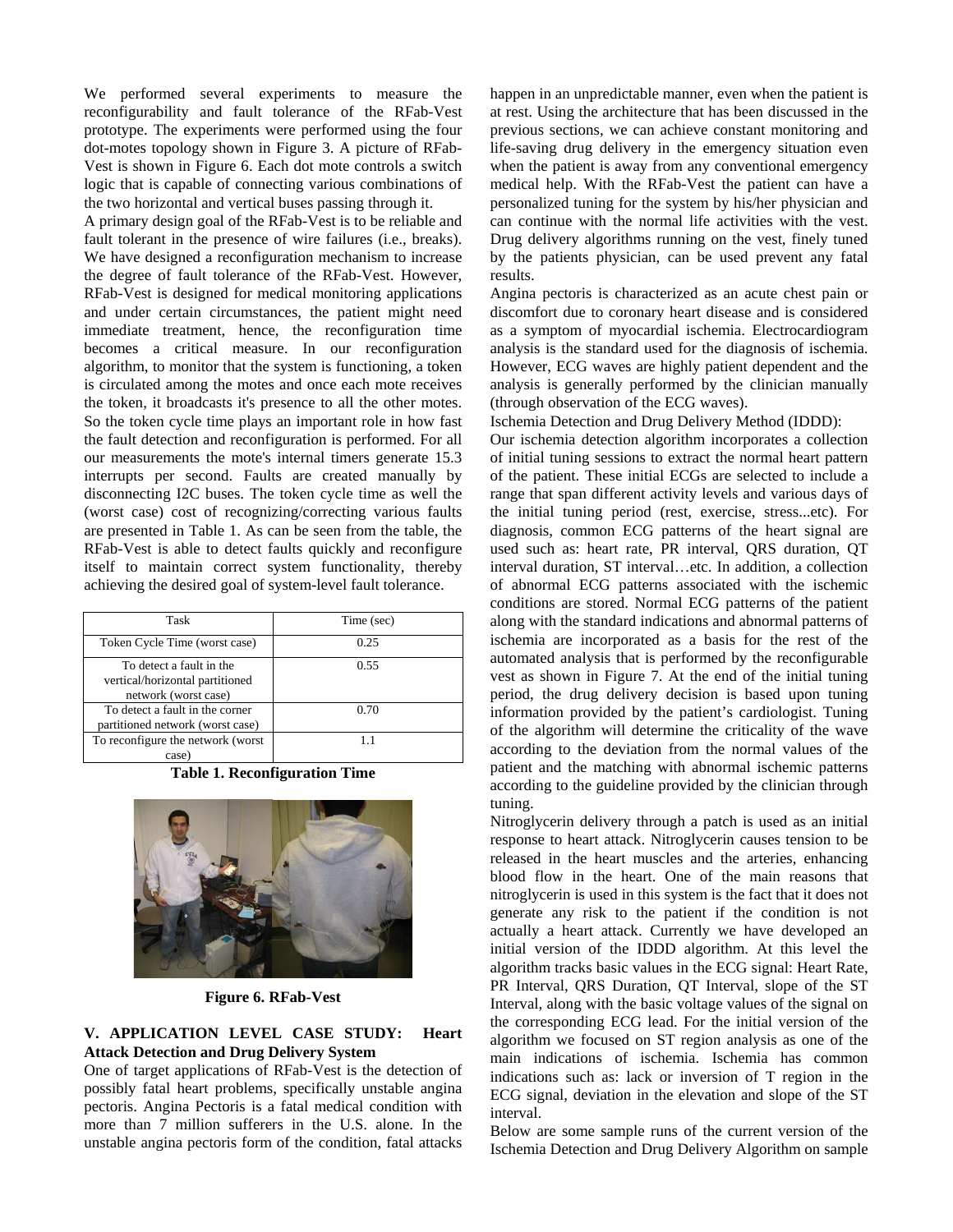We performed several experiments to measure the reconfigurability and fault tolerance of the RFab-Vest prototype. The experiments were performed using the four dot-motes topology shown in Figure 3. A picture of RFab-Vest is shown in Figure 6. Each dot mote controls a switch logic that is capable of connecting various combinations of the two horizontal and vertical buses passing through it.

A primary design goal of the RFab-Vest is to be reliable and fault tolerant in the presence of wire failures (i.e., breaks). We have designed a reconfiguration mechanism to increase the degree of fault tolerance of the RFab-Vest. However, RFab-Vest is designed for medical monitoring applications and under certain circumstances, the patient might need immediate treatment, hence, the reconfiguration time becomes a critical measure. In our reconfiguration algorithm, to monitor that the system is functioning, a token is circulated among the motes and once each mote receives the token, it broadcasts it's presence to all the other motes. So the token cycle time plays an important role in how fast the fault detection and reconfiguration is performed. For all our measurements the mote's internal timers generate 15.3 interrupts per second. Faults are created manually by disconnecting I2C buses. The token cycle time as well the (worst case) cost of recognizing/correcting various faults are presented in Table 1. As can be seen from the table, the RFab-Vest is able to detect faults quickly and reconfigure itself to maintain correct system functionality, thereby achieving the desired goal of system-level fault tolerance.

| Task | Time (sec) |
|---|---|
| Token Cycle Time (worst case) | 0.25 |
| To detect a fault in the vertical/horizontal partitioned network (worst case) | 0.55 |
| To detect a fault in the corner partitioned network (worst case) | 0.70 |
| To reconfigure the network (worst case) | 1.1 |

**Table 1. Reconfiguration Time**

**Figure 6. RFab-Vest**

### V. APPLICATION LEVEL CASE STUDY: Heart Attack Detection and Drug Delivery System

One of target applications of RFab-Vest is the detection of possibly fatal heart problems, specifically unstable angina pectoris. Angina Pectoris is a fatal medical condition with more than 7 million sufferers in the U.S. alone. In the unstable angina pectoris form of the condition, fatal attacks happen in an unpredictable manner, even when the patient is at rest. Using the architecture that has been discussed in the previous sections, we can achieve constant monitoring and life-saving drug delivery in the emergency situation even when the patient is away from any conventional emergency medical help. With the RFab-Vest the patient can have a personalized tuning for the system by his/her physician and can continue with the normal life activities with the vest. Drug delivery algorithms running on the vest, finely tuned by the patients physician, can be used prevent any fatal results.

Angina pectoris is characterized as an acute chest pain or discomfort due to coronary heart disease and is considered as a symptom of myocardial ischemia. Electrocardiogram analysis is the standard used for the diagnosis of ischemia. However, ECG waves are highly patient dependent and the analysis is generally performed by the clinician manually (through observation of the ECG waves).

Ischemia Detection and Drug Delivery Method (IDDD):

Our ischemia detection algorithm incorporates a collection of initial tuning sessions to extract the normal heart pattern of the patient. These initial ECGs are selected to include a range that span different activity levels and various days of the initial tuning period (rest, exercise, stress...etc). For diagnosis, common ECG patterns of the heart signal are used such as: heart rate, PR interval, QRS duration, QT interval duration, ST interval…etc. In addition, a collection of abnormal ECG patterns associated with the ischemic conditions are stored. Normal ECG patterns of the patient along with the standard indications and abnormal patterns of ischemia are incorporated as a basis for the rest of the automated analysis that is performed by the reconfigurable vest as shown in Figure 7. At the end of the initial tuning period, the drug delivery decision is based upon tuning information provided by the patient's cardiologist. Tuning of the algorithm will determine the criticality of the wave according to the deviation from the normal values of the patient and the matching with abnormal ischemic patterns according to the guideline provided by the clinician through tuning.

Nitroglycerin delivery through a patch is used as an initial response to heart attack. Nitroglycerin causes tension to be released in the heart muscles and the arteries, enhancing blood flow in the heart. One of the main reasons that nitroglycerin is used in this system is the fact that it does not generate any risk to the patient if the condition is not actually a heart attack. Currently we have developed an initial version of the IDDD algorithm. At this level the algorithm tracks basic values in the ECG signal: Heart Rate, PR Interval, QRS Duration, QT Interval, slope of the ST Interval, along with the basic voltage values of the signal on the corresponding ECG lead. For the initial version of the algorithm we focused on ST region analysis as one of the main indications of ischemia. Ischemia has common indications such as: lack or inversion of T region in the ECG signal, deviation in the elevation and slope of the ST interval.

Below are some sample runs of the current version of the Ischemia Detection and Drug Delivery Algorithm on sample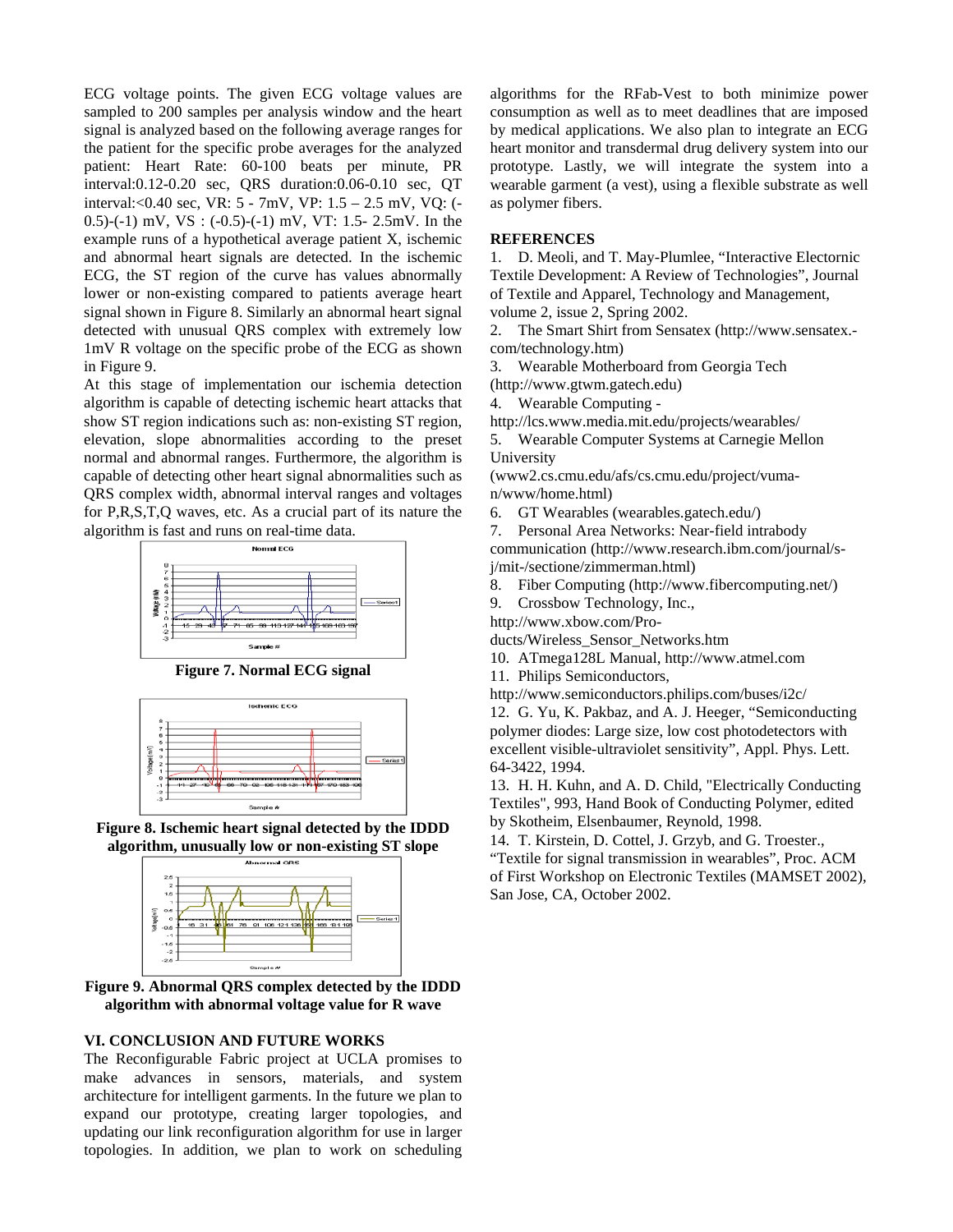ECG voltage points. The given ECG voltage values are sampled to 200 samples per analysis window and the heart signal is analyzed based on the following average ranges for the patient for the specific probe averages for the analyzed patient: Heart Rate: 60-100 beats per minute, PR interval:0.12-0.20 sec, QRS duration:0.06-0.10 sec, QT interval:<0.40 sec, VR: 5 - 7mV, VP: 1.5 – 2.5 mV, VQ: (-0.5)-(-1) mV, VS : (-0.5)-(-1) mV, VT: 1.5- 2.5mV. In the example runs of a hypothetical average patient X, ischemic and abnormal heart signals are detected. In the ischemic ECG, the ST region of the curve has values abnormally lower or non-existing compared to patients average heart signal shown in Figure 8. Similarly an abnormal heart signal detected with unusual QRS complex with extremely low 1mV R voltage on the specific probe of the ECG as shown in Figure 9.

At this stage of implementation our ischemia detection algorithm is capable of detecting ischemic heart attacks that show ST region indications such as: non-existing ST region, elevation, slope abnormalities according to the preset normal and abnormal ranges. Furthermore, the algorithm is capable of detecting other heart signal abnormalities such as QRS complex width, abnormal interval ranges and voltages for P,R,S,T,Q waves, etc. As a crucial part of its nature the algorithm is fast and runs on real-time data.

Normal ECG

Voltage (mV)

Sample #

Series1

**Figure 7. Normal ECG signal**

Ischemic ECG

Voltage (mV)

Sample #

Series1

**Figure 8. Ischemic heart signal detected by the IDDD algorithm, unusually low or non-existing ST slope**

Abnormal QRS

Voltage (mV)

Sample #

Series1

**Figure 9. Abnormal QRS complex detected by the IDDD algorithm with abnormal voltage value for R wave**

## VI. CONCLUSION AND FUTURE WORKS

The Reconfigurable Fabric project at UCLA promises to make advances in sensors, materials, and system architecture for intelligent garments. In the future we plan to expand our prototype, creating larger topologies, and updating our link reconfiguration algorithm for use in larger topologies. In addition, we plan to work on scheduling algorithms for the RFab-Vest to both minimize power consumption as well as to meet deadlines that are imposed by medical applications. We also plan to integrate an ECG heart monitor and transdermal drug delivery system into our prototype. Lastly, we will integrate the system into a wearable garment (a vest), using a flexible substrate as well as polymer fibers.

## REFERENCES

1. D. Meoli, and T. May-Plumlee, "Interactive Electornic Textile Development: A Review of Technologies", Journal of Textile and Apparel, Technology and Management, volume 2, issue 2, Spring 2002.
2. The Smart Shirt from Sensatex (http://www.sensatex.-com/technology.htm)
3. Wearable Motherboard from Georgia Tech (http://www.gtwm.gatech.edu)
4. Wearable Computing - http://lcs.www.media.mit.edu/projects/wearables/
5. Wearable Computer Systems at Carnegie Mellon University (www2.cs.cmu.edu/afs/cs.cmu.edu/project/vuma-n/www/home.html)
6. GT Wearables (wearables.gatech.edu/)
7. Personal Area Networks: Near-field intrabody communication (http://www.research.ibm.com/journal/s-j/mit-/sectione/zimmerman.html)
8. Fiber Computing (http://www.fibercomputing.net/)
9. Crossbow Technology, Inc., http://www.xbow.com/Pro-ducts/Wireless_Sensor_Networks.htm
10. ATmega128L Manual, http://www.atmel.com
11. Philips Semiconductors, http://www.semiconductors.philips.com/buses/i2c/
12. G. Yu, K. Pakbaz, and A. J. Heeger, "Semiconducting polymer diodes: Large size, low cost photodetectors with excellent visible-ultraviolet sensitivity", Appl. Phys. Lett. 64-3422, 1994.
13. H. H. Kuhn, and A. D. Child, "Electrically Conducting Textiles", 993, Hand Book of Conducting Polymer, edited by Skotheim, Elsenbaumer, Reynold, 1998.
14. T. Kirstein, D. Cottel, J. Grzyb, and G. Troester., "Textile for signal transmission in wearables", Proc. ACM of First Workshop on Electronic Textiles (MAMSET 2002), San Jose, CA, October 2002.